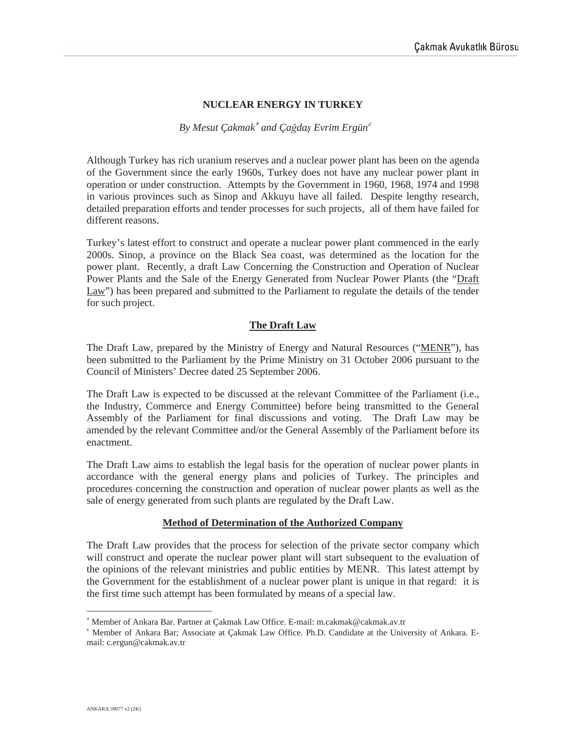# NUCLEAR ENERGY IN TURKEY

*By Mesut Çakmak[*] and Çağdaş Evrim Ergün[£]*

Although Turkey has rich uranium reserves and a nuclear power plant has been on the agenda of the Government since the early 1960s, Turkey does not have any nuclear power plant in operation or under construction. Attempts by the Government in 1960, 1968, 1974 and 1998 in various provinces such as Sinop and Akkuyu have all failed. Despite lengthy research, detailed preparation efforts and tender processes for such projects, all of them have failed for different reasons.

Turkey's latest effort to construct and operate a nuclear power plant commenced in the early 2000s. Sinop, a province on the Black Sea coast, was determined as the location for the power plant. Recently, a draft Law Concerning the Construction and Operation of Nuclear Power Plants and the Sale of the Energy Generated from Nuclear Power Plants (the "Draft Law") has been prepared and submitted to the Parliament to regulate the details of the tender for such project.

## The Draft Law

The Draft Law, prepared by the Ministry of Energy and Natural Resources ("MENR"), has been submitted to the Parliament by the Prime Ministry on 31 October 2006 pursuant to the Council of Ministers' Decree dated 25 September 2006.

The Draft Law is expected to be discussed at the relevant Committee of the Parliament (i.e., the Industry, Commerce and Energy Committee) before being transmitted to the General Assembly of the Parliament for final discussions and voting. The Draft Law may be amended by the relevant Committee and/or the General Assembly of the Parliament before its enactment.

The Draft Law aims to establish the legal basis for the operation of nuclear power plants in accordance with the general energy plans and policies of Turkey. The principles and procedures concerning the construction and operation of nuclear power plants as well as the sale of energy generated from such plants are regulated by the Draft Law.

## Method of Determination of the Authorized Company

The Draft Law provides that the process for selection of the private sector company which will construct and operate the nuclear power plant will start subsequent to the evaluation of the opinions of the relevant ministries and public entities by MENR. This latest attempt by the Government for the establishment of a nuclear power plant is unique in that regard: it is the first time such attempt has been formulated by means of a special law.

---

[*] Member of Ankara Bar. Partner at Çakmak Law Office. E-mail: m.cakmak@cakmak.av.tr

[£] Member of Ankara Bar; Associate at Çakmak Law Office. Ph.D. Candidate at the University of Ankara. E-mail: c.ergun@cakmak.av.tr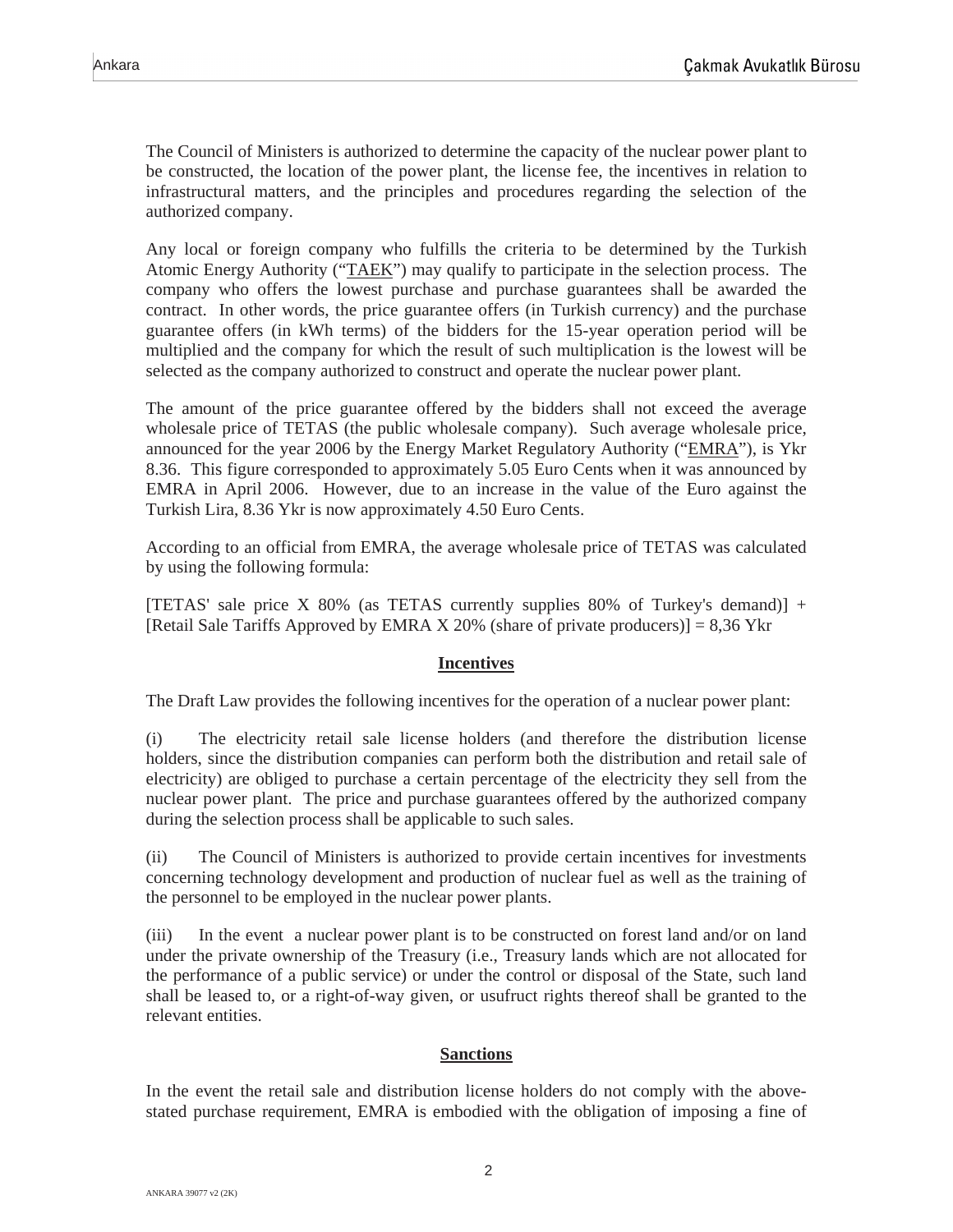The Council of Ministers is authorized to determine the capacity of the nuclear power plant to be constructed, the location of the power plant, the license fee, the incentives in relation to infrastructural matters, and the principles and procedures regarding the selection of the authorized company.

Any local or foreign company who fulfills the criteria to be determined by the Turkish Atomic Energy Authority ("TAEK") may qualify to participate in the selection process. The company who offers the lowest purchase and purchase guarantees shall be awarded the contract. In other words, the price guarantee offers (in Turkish currency) and the purchase guarantee offers (in kWh terms) of the bidders for the 15-year operation period will be multiplied and the company for which the result of such multiplication is the lowest will be selected as the company authorized to construct and operate the nuclear power plant.

The amount of the price guarantee offered by the bidders shall not exceed the average wholesale price of TETAS (the public wholesale company). Such average wholesale price, announced for the year 2006 by the Energy Market Regulatory Authority ("EMRA"), is Ykr 8.36. This figure corresponded to approximately 5.05 Euro Cents when it was announced by EMRA in April 2006. However, due to an increase in the value of the Euro against the Turkish Lira, 8.36 Ykr is now approximately 4.50 Euro Cents.

According to an official from EMRA, the average wholesale price of TETAS was calculated by using the following formula:

[TETAS' sale price X 80% (as TETAS currently supplies 80% of Turkey's demand)] + [Retail Sale Tariffs Approved by EMRA X 20% (share of private producers)] = 8,36 Ykr

## Incentives

The Draft Law provides the following incentives for the operation of a nuclear power plant:

(i) The electricity retail sale license holders (and therefore the distribution license holders, since the distribution companies can perform both the distribution and retail sale of electricity) are obliged to purchase a certain percentage of the electricity they sell from the nuclear power plant. The price and purchase guarantees offered by the authorized company during the selection process shall be applicable to such sales.

(ii) The Council of Ministers is authorized to provide certain incentives for investments concerning technology development and production of nuclear fuel as well as the training of the personnel to be employed in the nuclear power plants.

(iii) In the event a nuclear power plant is to be constructed on forest land and/or on land under the private ownership of the Treasury (i.e., Treasury lands which are not allocated for the performance of a public service) or under the control or disposal of the State, such land shall be leased to, or a right-of-way given, or usufruct rights thereof shall be granted to the relevant entities.

## Sanctions

In the event the retail sale and distribution license holders do not comply with the above-stated purchase requirement, EMRA is embodied with the obligation of imposing a fine of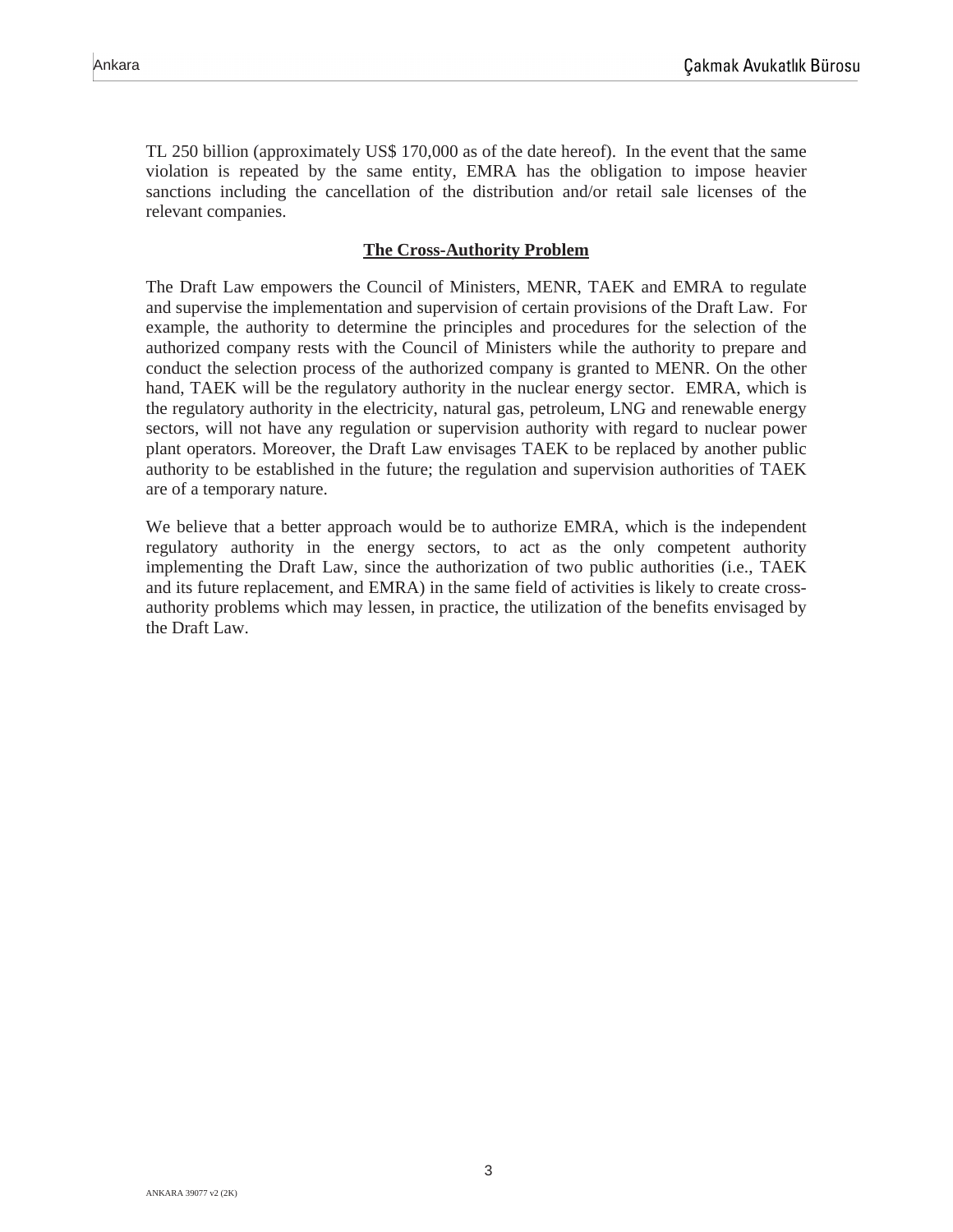TL 250 billion (approximately US$ 170,000 as of the date hereof). In the event that the same violation is repeated by the same entity, EMRA has the obligation to impose heavier sanctions including the cancellation of the distribution and/or retail sale licenses of the relevant companies.

## The Cross-Authority Problem

The Draft Law empowers the Council of Ministers, MENR, TAEK and EMRA to regulate and supervise the implementation and supervision of certain provisions of the Draft Law. For example, the authority to determine the principles and procedures for the selection of the authorized company rests with the Council of Ministers while the authority to prepare and conduct the selection process of the authorized company is granted to MENR. On the other hand, TAEK will be the regulatory authority in the nuclear energy sector. EMRA, which is the regulatory authority in the electricity, natural gas, petroleum, LNG and renewable energy sectors, will not have any regulation or supervision authority with regard to nuclear power plant operators. Moreover, the Draft Law envisages TAEK to be replaced by another public authority to be established in the future; the regulation and supervision authorities of TAEK are of a temporary nature.

We believe that a better approach would be to authorize EMRA, which is the independent regulatory authority in the energy sectors, to act as the only competent authority implementing the Draft Law, since the authorization of two public authorities (i.e., TAEK and its future replacement, and EMRA) in the same field of activities is likely to create cross-authority problems which may lessen, in practice, the utilization of the benefits envisaged by the Draft Law.